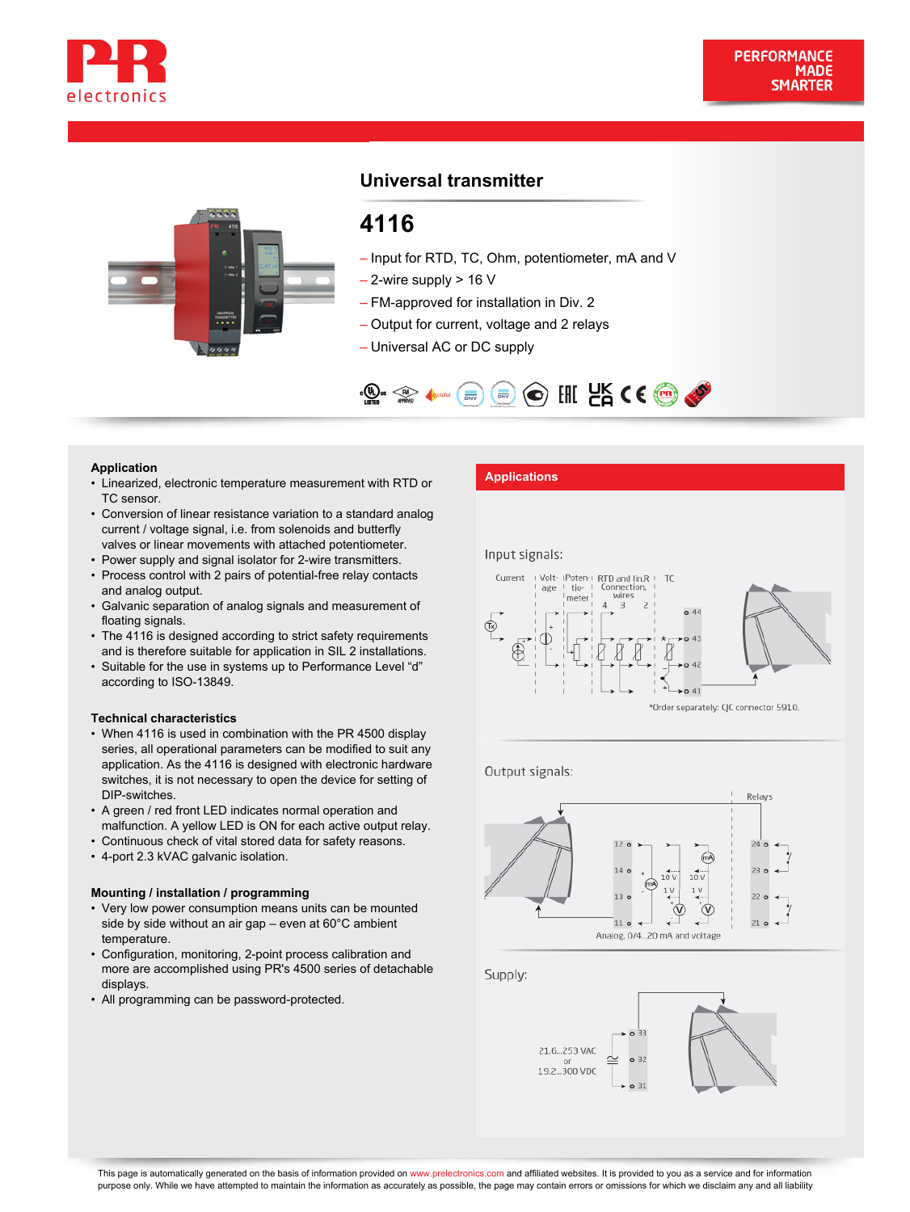# Universal transmitter

## 4116

- Input for RTD, TC, Ohm, potentiometer, mA and V
- 2-wire supply > 16 V
- FM-approved for installation in Div. 2
- Output for current, voltage and 2 relays
- Universal AC or DC supply

### Application

- Linearized, electronic temperature measurement with RTD or TC sensor.
- Conversion of linear resistance variation to a standard analog current / voltage signal, i.e. from solenoids and butterfly valves or linear movements with attached potentiometer.
- Power supply and signal isolator for 2-wire transmitters.
- Process control with 2 pairs of potential-free relay contacts and analog output.
- Galvanic separation of analog signals and measurement of floating signals.
- The 4116 is designed according to strict safety requirements and is therefore suitable for application in SIL 2 installations.
- Suitable for the use in systems up to Performance Level "d" according to ISO-13849.

### Technical characteristics

- When 4116 is used in combination with the PR 4500 display series, all operational parameters can be modified to suit any application. As the 4116 is designed with electronic hardware switches, it is not necessary to open the device for setting of DIP-switches.
- A green / red front LED indicates normal operation and malfunction. A yellow LED is ON for each active output relay.
- Continuous check of vital stored data for safety reasons.
- 4-port 2.3 kVAC galvanic isolation.

### Mounting / installation / programming

- Very low power consumption means units can be mounted side by side without an air gap – even at 60°C ambient temperature.
- Configuration, monitoring, 2-point process calibration and more are accomplished using PR's 4500 series of detachable displays.
- All programming can be password-protected.

### Applications

Input signals:

Current | Voltage | Potentiometer | RTD and lin.R Connection, wires 4 3 2 | TC

*Order separately: CJC connector 5910.

Output signals:

Relays

Analog, 0/4...20 mA and voltage

Supply:

21.6...253 VAC or 19.2...300 VDC

This page is automatically generated on the basis of information provided on www.prelectronics.com and affiliated websites. It is provided to you as a service and for information purpose only. While we have attempted to maintain the information as accurately as possible, the page may contain errors or omissions for which we disclaim any and all liability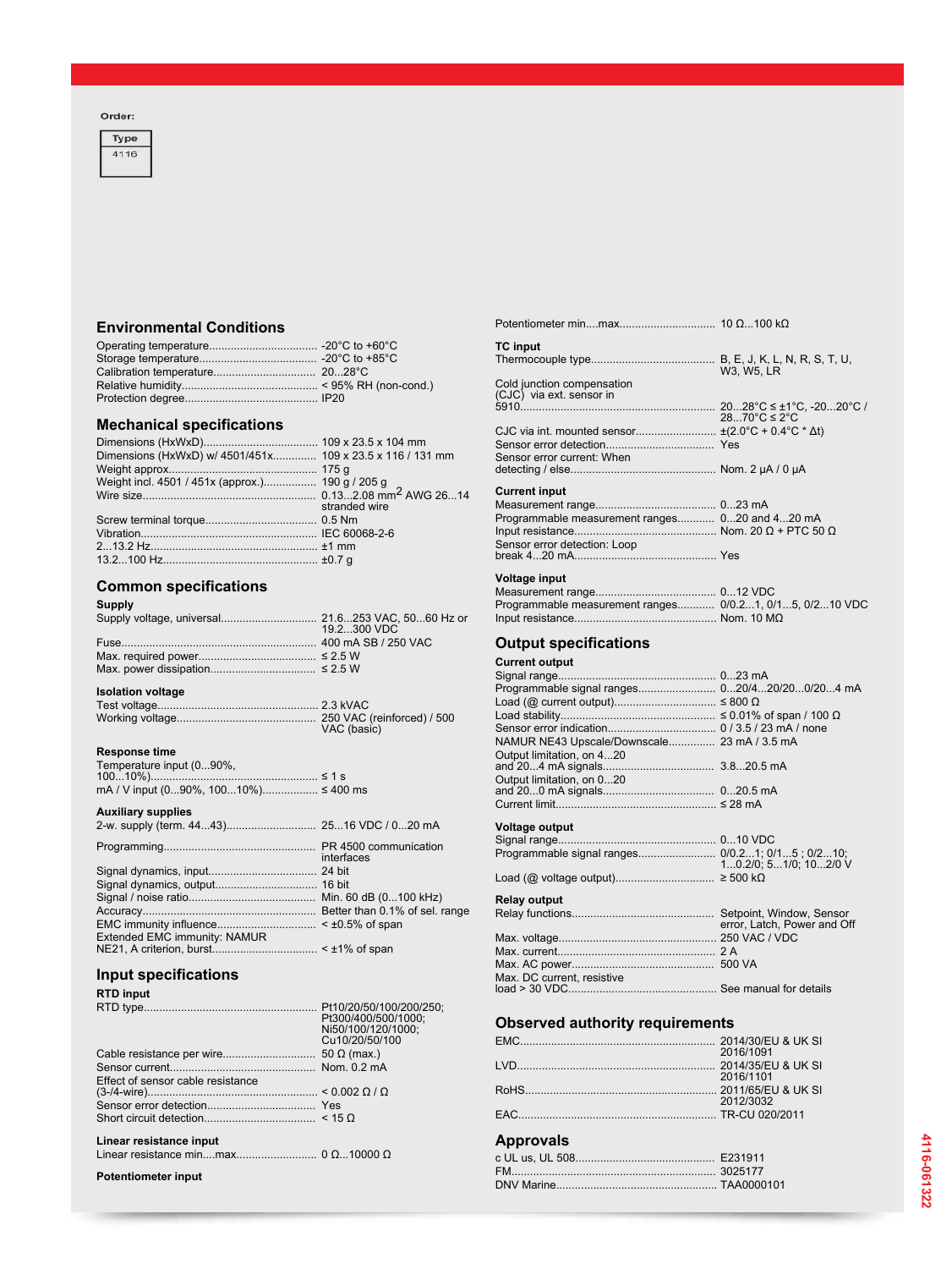Order:

| Type |
| --- |
| 4116 |

## Environmental Conditions

| | |
| --- | --- |
| Operating temperature | -20°C to +60°C |
| Storage temperature | -20°C to +85°C |
| Calibration temperature | 20...28°C |
| Relative humidity | < 95% RH (non-cond.) |
| Protection degree | IP20 |

## Mechanical specifications

| | |
| --- | --- |
| Dimensions (HxWxD) | 109 x 23.5 x 104 mm |
| Dimensions (HxWxD) w/ 4501/451x | 109 x 23.5 x 116 / 131 mm |
| Weight approx. | 175 g |
| Weight incl. 4501 / 451x (approx.) | 190 g / 205 g |
| Wire size | 0.13...2.08 mm$^2$ AWG 26...14 stranded wire |
| Screw terminal torque | 0.5 Nm |
| Vibration | IEC 60068-2-6 |
| 2...13.2 Hz | ±1 mm |
| 13.2...100 Hz | ±0.7 g |

## Common specifications

### Supply

| | |
| --- | --- |
| Supply voltage, universal | 21.6...253 VAC, 50...60 Hz or 19.2...300 VDC |
| Fuse | 400 mA SB / 250 VAC |
| Max. required power | ≤ 2.5 W |
| Max. power dissipation | ≤ 2.5 W |

### Isolation voltage

| | |
| --- | --- |
| Test voltage | 2.3 kVAC |
| Working voltage | 250 VAC (reinforced) / 500 VAC (basic) |

### Response time

| | |
| --- | --- |
| Temperature input (0...90%, 100...10%) | ≤ 1 s |
| mA / V input (0...90%, 100...10%) | ≤ 400 ms |

### Auxiliary supplies

| | |
| --- | --- |
| 2-w. supply (term. 44...43) | 25...16 VDC / 0...20 mA |
| Programming | PR 4500 communication interfaces |
| Signal dynamics, input | 24 bit |
| Signal dynamics, output | 16 bit |
| Signal / noise ratio | Min. 60 dB (0...100 kHz) |
| Accuracy | Better than 0.1% of sel. range |
| EMC immunity influence | < ±0.5% of span |
| Extended EMC immunity: NAMUR NE21, A criterion, burst | < ±1% of span |

## Input specifications

### RTD input

| | |
| --- | --- |
| RTD type | Pt10/20/50/100/200/250; Pt300/400/500/1000; Ni50/100/120/1000; Cu10/20/50/100 |
| Cable resistance per wire | 50 Ω (max.) |
| Sensor current | Nom. 0.2 mA |
| Effect of sensor cable resistance (3-/4-wire) | < 0.002 Ω / Ω |
| Sensor error detection | Yes |
| Short circuit detection | < 15 Ω |

### Linear resistance input

| | |
| --- | --- |
| Linear resistance min....max. | 0 Ω...10000 Ω |

### Potentiometer input

| | |
| --- | --- |
| Potentiometer min....max. | 10 Ω...100 kΩ |

### TC input

| | |
| --- | --- |
| Thermocouple type | B, E, J, K, L, N, R, S, T, U, W3, W5, LR |
| Cold junction compensation (CJC) via ext. sensor in 5910 | 20...28°C ≤ ±1°C, -20...20°C / 28...70°C ≤ 2°C |
| CJC via int. mounted sensor | ±(2.0°C + 0.4°C * Δt) |
| Sensor error detection | Yes |
| Sensor error current: When detecting / else | Nom. 2 μA / 0 μA |

### Current input

| | |
| --- | --- |
| Measurement range | 0...23 mA |
| Programmable measurement ranges | 0...20 and 4...20 mA |
| Input resistance | Nom. 20 Ω + PTC 50 Ω |
| Sensor error detection: Loop break 4...20 mA | Yes |

### Voltage input

| | |
| --- | --- |
| Measurement range | 0...12 VDC |
| Programmable measurement ranges | 0/0.2...1, 0/1...5, 0/2...10 VDC |
| Input resistance | Nom. 10 MΩ |

## Output specifications

### Current output

| | |
| --- | --- |
| Signal range | 0...23 mA |
| Programmable signal ranges | 0...20/4...20/20...0/20...4 mA |
| Load (@ current output) | ≤ 800 Ω |
| Load stability | ≤ 0.01% of span / 100 Ω |
| Sensor error indication | 0 / 3.5 / 23 mA / none |
| NAMUR NE43 Upscale/Downscale | 23 mA / 3.5 mA |
| Output limitation, on 4...20 and 20...4 mA signals | 3.8...20.5 mA |
| Output limitation, on 0...20 and 20...0 mA signals | 0...20.5 mA |
| Current limit | ≤ 28 mA |

### Voltage output

| | |
| --- | --- |
| Signal range | 0...10 VDC |
| Programmable signal ranges | 0/0.2...1; 0/1...5 ; 0/2...10; 1...0.2/0; 5...1/0; 10...2/0 V |
| Load (@ voltage output) | ≥ 500 kΩ |

### Relay output

| | |
| --- | --- |
| Relay functions | Setpoint, Window, Sensor error, Latch, Power and Off |
| Max. voltage | 250 VAC / VDC |
| Max. current | 2 A |
| Max. AC power | 500 VA |
| Max. DC current, resistive load > 30 VDC | See manual for details |

## Observed authority requirements

| | |
| --- | --- |
| EMC | 2014/30/EU & UK SI 2016/1091 |
| LVD | 2014/35/EU & UK SI 2016/1101 |
| RoHS | 2011/65/EU & UK SI 2012/3032 |
| EAC | TR-CU 020/2011 |

## Approvals

| | |
| --- | --- |
| c UL us, UL 508 | E231911 |
| FM | 3025177 |
| DNV Marine | TAA0000101 |

4116-061322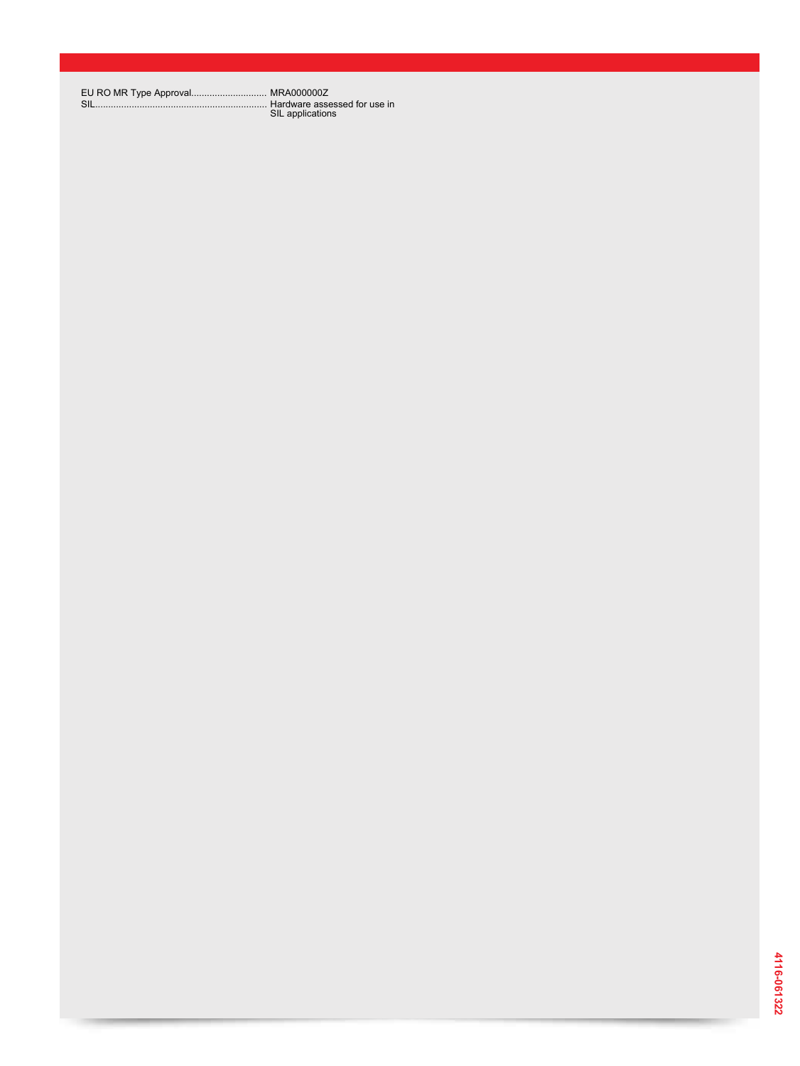| | |
|---|---|
| EU RO MR Type Approval | MRA000000Z |
| SIL | Hardware assessed for use in SIL applications |